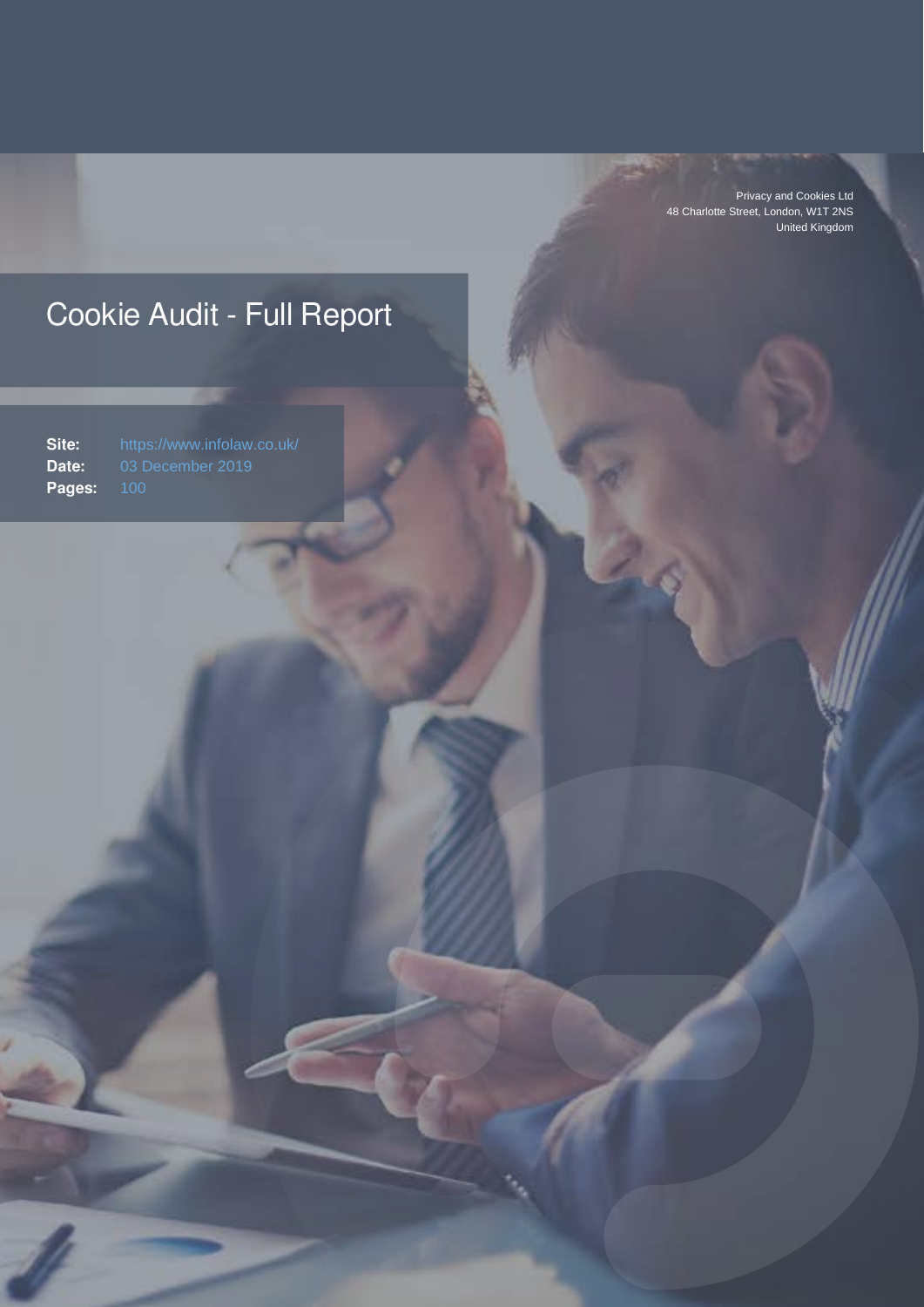Privacy and Cookies Ltd
48 Charlotte Street, London, W1T 2NS
United Kingdom

# Cookie Audit - Full Report

**Site:** https://www.infolaw.co.uk/
**Date:** 03 December 2019
**Pages:** 100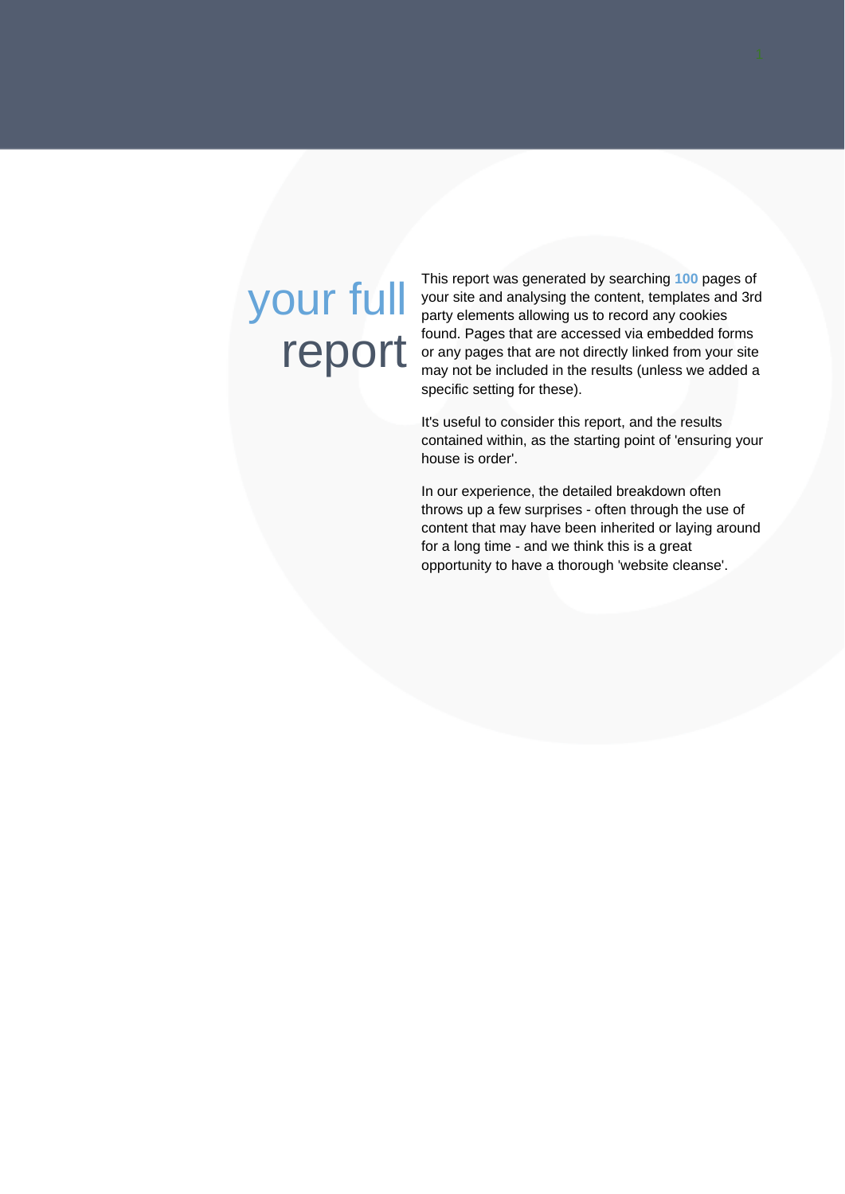# your full report

This report was generated by searching **100** pages of your site and analysing the content, templates and 3rd party elements allowing us to record any cookies found. Pages that are accessed via embedded forms or any pages that are not directly linked from your site may not be included in the results (unless we added a specific setting for these).

It's useful to consider this report, and the results contained within, as the starting point of 'ensuring your house is order'.

In our experience, the detailed breakdown often throws up a few surprises - often through the use of content that may have been inherited or laying around for a long time - and we think this is a great opportunity to have a thorough 'website cleanse'.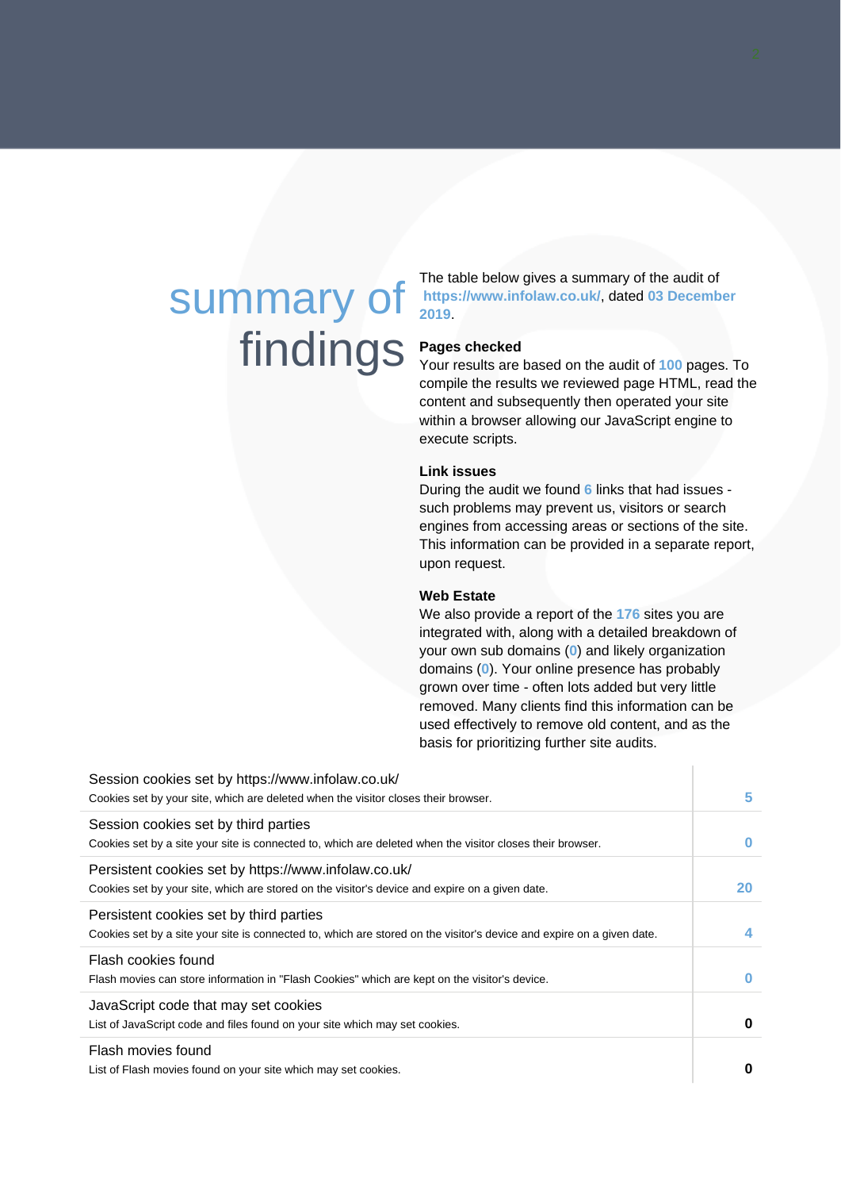# summary of findings

The table below gives a summary of the audit of **https://www.infolaw.co.uk/**, dated **03 December 2019**.

### Pages checked

Your results are based on the audit of **100** pages. To compile the results we reviewed page HTML, read the content and subsequently then operated your site within a browser allowing our JavaScript engine to execute scripts.

### Link issues

During the audit we found **6** links that had issues - such problems may prevent us, visitors or search engines from accessing areas or sections of the site. This information can be provided in a separate report, upon request.

### Web Estate

We also provide a report of the **176** sites you are integrated with, along with a detailed breakdown of your own sub domains (**0**) and likely organization domains (**0**). Your online presence has probably grown over time - often lots added but very little removed. Many clients find this information can be used effectively to remove old content, and as the basis for prioritizing further site audits.

| Item | Count |
|---|---|
| Session cookies set by https://www.infolaw.co.uk/<br>Cookies set by your site, which are deleted when the visitor closes their browser. | **5** |
| Session cookies set by third parties<br>Cookies set by a site your site is connected to, which are deleted when the visitor closes their browser. | **0** |
| Persistent cookies set by https://www.infolaw.co.uk/<br>Cookies set by your site, which are stored on the visitor's device and expire on a given date. | **20** |
| Persistent cookies set by third parties<br>Cookies set by a site your site is connected to, which are stored on the visitor's device and expire on a given date. | **4** |
| Flash cookies found<br>Flash movies can store information in "Flash Cookies" which are kept on the visitor's device. | **0** |
| JavaScript code that may set cookies<br>List of JavaScript code and files found on your site which may set cookies. | **0** |
| Flash movies found<br>List of Flash movies found on your site which may set cookies. | **0** |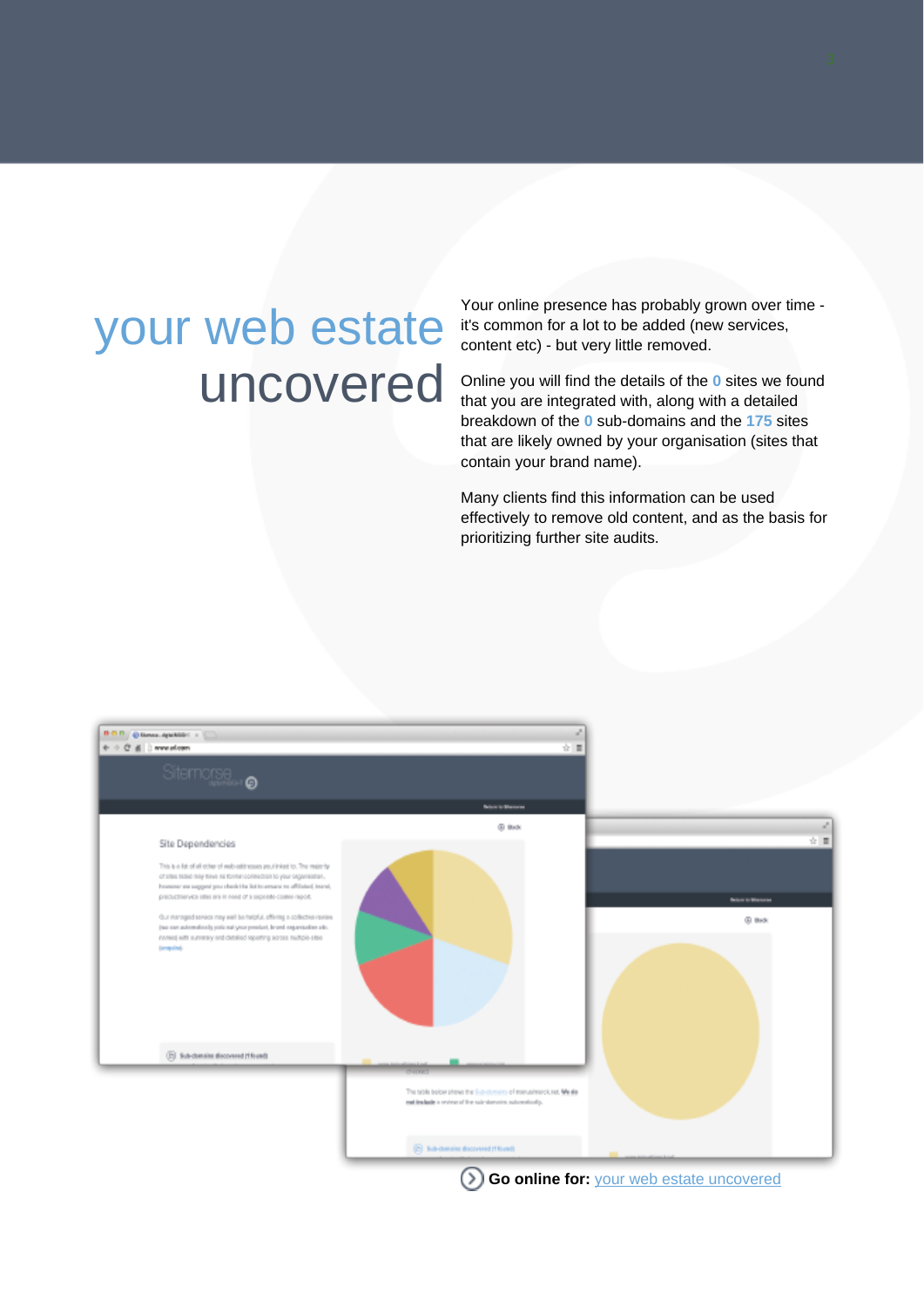# your web estate uncovered

Your online presence has probably grown over time - it's common for a lot to be added (new services, content etc) - but very little removed.

Online you will find the details of the 0 sites we found that you are integrated with, along with a detailed breakdown of the 0 sub-domains and the 175 sites that are likely owned by your organisation (sites that contain your brand name).

Many clients find this information can be used effectively to remove old content, and as the basis for prioritizing further site audits.

**Go online for:** [your web estate uncovered]()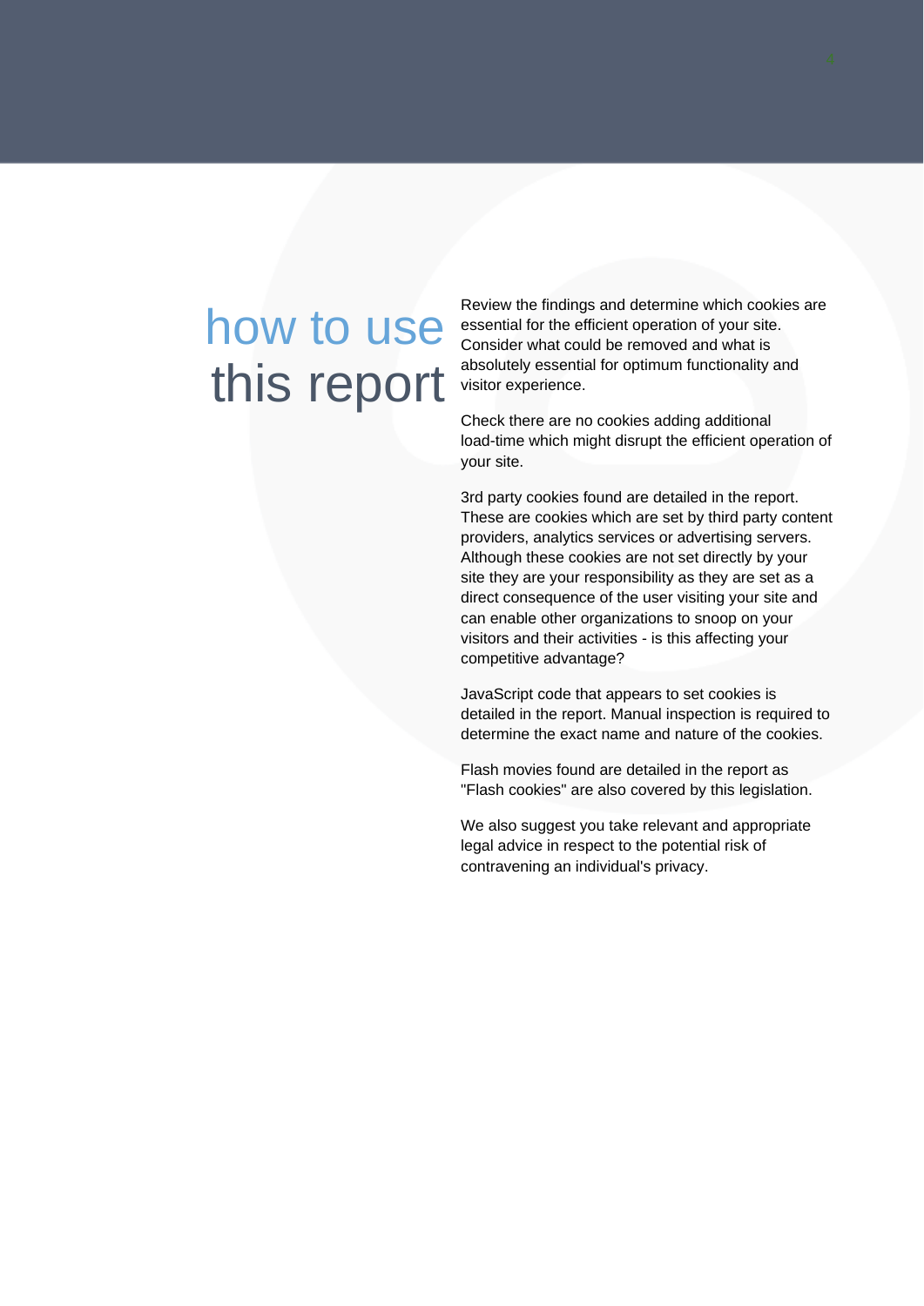# how to use this report

Review the findings and determine which cookies are essential for the efficient operation of your site. Consider what could be removed and what is absolutely essential for optimum functionality and visitor experience.

Check there are no cookies adding additional load-time which might disrupt the efficient operation of your site.

3rd party cookies found are detailed in the report. These are cookies which are set by third party content providers, analytics services or advertising servers. Although these cookies are not set directly by your site they are your responsibility as they are set as a direct consequence of the user visiting your site and can enable other organizations to snoop on your visitors and their activities - is this affecting your competitive advantage?

JavaScript code that appears to set cookies is detailed in the report. Manual inspection is required to determine the exact name and nature of the cookies.

Flash movies found are detailed in the report as "Flash cookies" are also covered by this legislation.

We also suggest you take relevant and appropriate legal advice in respect to the potential risk of contravening an individual's privacy.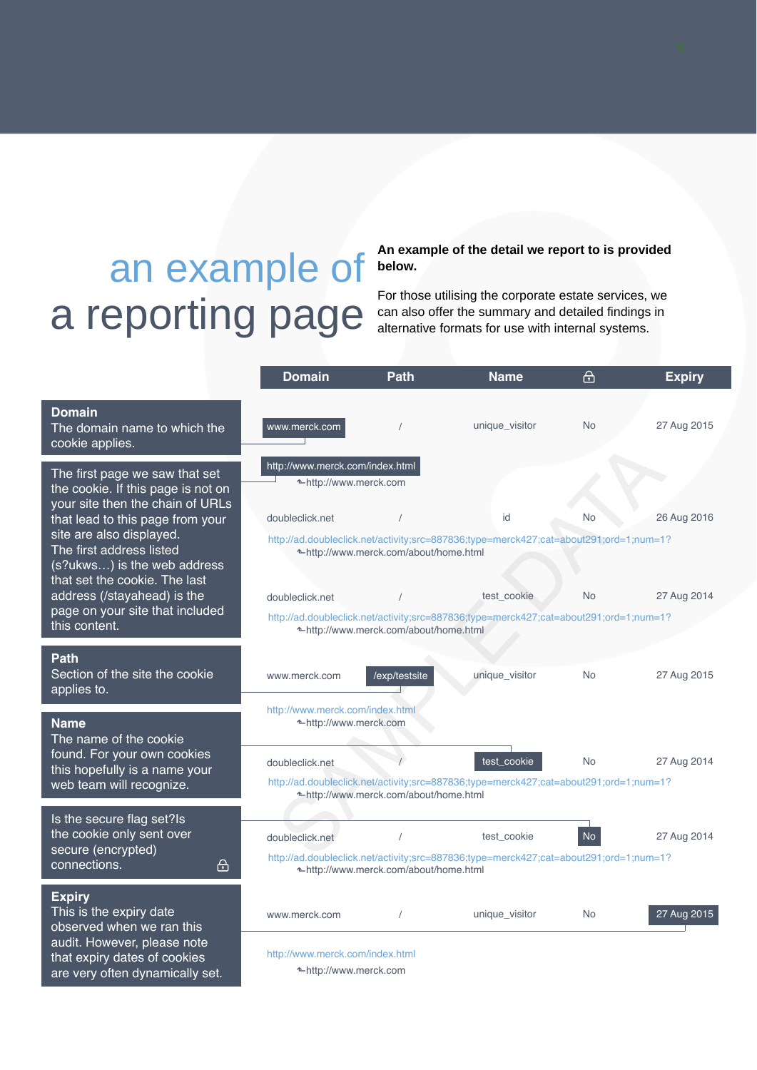# an example of a reporting page

**An example of the detail we report to is provided below.**

For those utilising the corporate estate services, we can also offer the summary and detailed findings in alternative formats for use with internal systems.

**Domain**
The domain name to which the cookie applies.

The first page we saw that set the cookie. If this page is not on your site then the chain of URLs that lead to this page from your site are also displayed. The first address listed (s?ukws…) is the web address that set the cookie. The last address (/stayahead) is the page on your site that included this content.

**Path**
Section of the site the cookie applies to.

**Name**
The name of the cookie found. For your own cookies this hopefully is a name your web team will recognize.

Is the secure flag set? Is the cookie only sent over secure (encrypted) connections.

**Expiry**
This is the expiry date observed when we ran this audit. However, please note that expiry dates of cookies are very often dynamically set.

| Domain | Path | Name | Secure | Expiry |
|---|---|---|---|---|
| www.merck.com | / | unique_visitor | No | 27 Aug 2015 |
| http://www.merck.com/index.html ↰http://www.merck.com | | | | |
| doubleclick.net | / | id | No | 26 Aug 2016 |
| http://ad.doubleclick.net/activity;src=887836;type=merck427;cat=about291;ord=1;num=1? ↰http://www.merck.com/about/home.html | | | | |
| doubleclick.net | / | test_cookie | No | 27 Aug 2014 |
| http://ad.doubleclick.net/activity;src=887836;type=merck427;cat=about291;ord=1;num=1? ↰http://www.merck.com/about/home.html | | | | |
| www.merck.com | /exp/testsite | unique_visitor | No | 27 Aug 2015 |
| http://www.merck.com/index.html ↰http://www.merck.com | | | | |
| doubleclick.net | / | test_cookie | No | 27 Aug 2014 |
| http://ad.doubleclick.net/activity;src=887836;type=merck427;cat=about291;ord=1;num=1? ↰http://www.merck.com/about/home.html | | | | |
| doubleclick.net | / | test_cookie | No | 27 Aug 2014 |
| http://ad.doubleclick.net/activity;src=887836;type=merck427;cat=about291;ord=1;num=1? ↰http://www.merck.com/about/home.html | | | | |
| www.merck.com | / | unique_visitor | No | 27 Aug 2015 |
| http://www.merck.com/index.html ↰http://www.merck.com | | | | |

SAMPLE DATA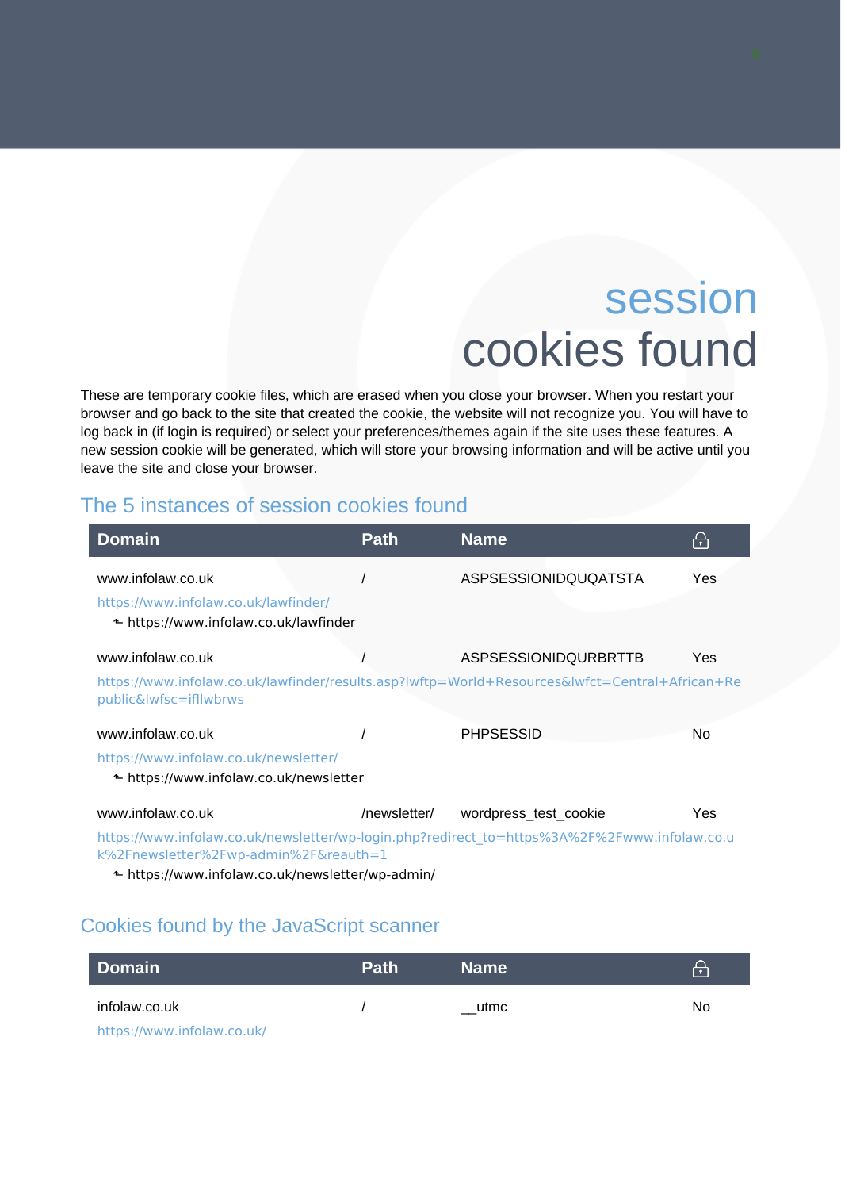# session cookies found

These are temporary cookie files, which are erased when you close your browser. When you restart your browser and go back to the site that created the cookie, the website will not recognize you. You will have to log back in (if login is required) or select your preferences/themes again if the site uses these features. A new session cookie will be generated, which will store your browsing information and will be active until you leave the site and close your browser.

## The 5 instances of session cookies found

| Domain | Path | Name | 🔒 |
|---|---|---|---|
| www.infolaw.co.uk | / | ASPSESSIONIDQUQATSTA | Yes |
| https://www.infolaw.co.uk/lawfinder/ ⬑ https://www.infolaw.co.uk/lawfinder | | | |
| www.infolaw.co.uk | / | ASPSESSIONIDQURBRTTB | Yes |
| https://www.infolaw.co.uk/lawfinder/results.asp?lwftp=World+Resources&lwfct=Central+African+Republic&lwfsc=ifllwbrws | | | |
| www.infolaw.co.uk | / | PHPSESSID | No |
| https://www.infolaw.co.uk/newsletter/ ⬑ https://www.infolaw.co.uk/newsletter | | | |
| www.infolaw.co.uk | /newsletter/ | wordpress_test_cookie | Yes |
| https://www.infolaw.co.uk/newsletter/wp-login.php?redirect_to=https%3A%2F%2Fwww.infolaw.co.uk%2Fnewsletter%2Fwp-admin%2F&reauth=1 ⬑ https://www.infolaw.co.uk/newsletter/wp-admin/ | | | |

## Cookies found by the JavaScript scanner

| Domain | Path | Name | 🔒 |
|---|---|---|---|
| infolaw.co.uk | / | __utmc | No |
| https://www.infolaw.co.uk/ | | | |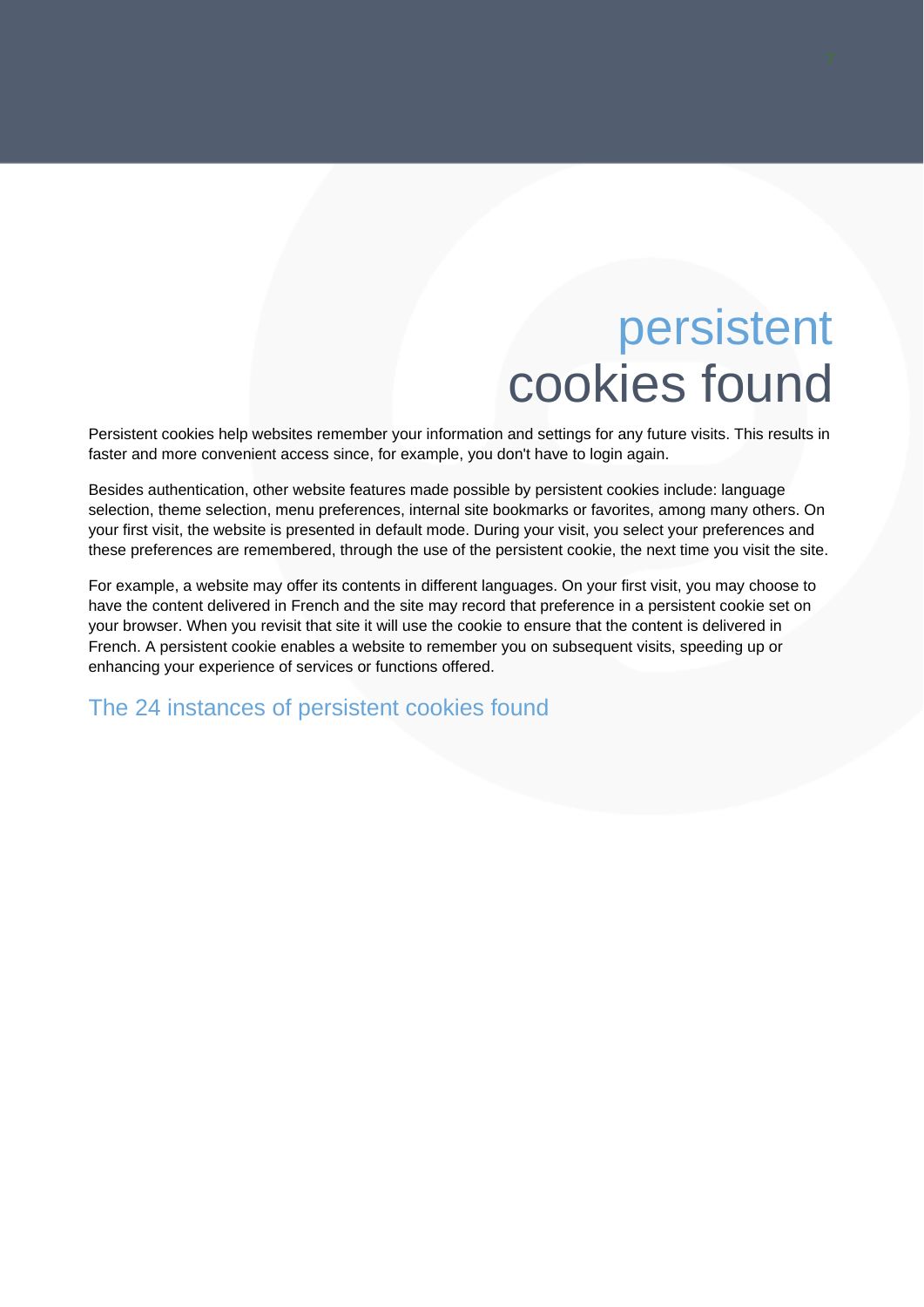# persistent cookies found

Persistent cookies help websites remember your information and settings for any future visits. This results in faster and more convenient access since, for example, you don't have to login again.

Besides authentication, other website features made possible by persistent cookies include: language selection, theme selection, menu preferences, internal site bookmarks or favorites, among many others. On your first visit, the website is presented in default mode. During your visit, you select your preferences and these preferences are remembered, through the use of the persistent cookie, the next time you visit the site.

For example, a website may offer its contents in different languages. On your first visit, you may choose to have the content delivered in French and the site may record that preference in a persistent cookie set on your browser. When you revisit that site it will use the cookie to ensure that the content is delivered in French. A persistent cookie enables a website to remember you on subsequent visits, speeding up or enhancing your experience of services or functions offered.

## The 24 instances of persistent cookies found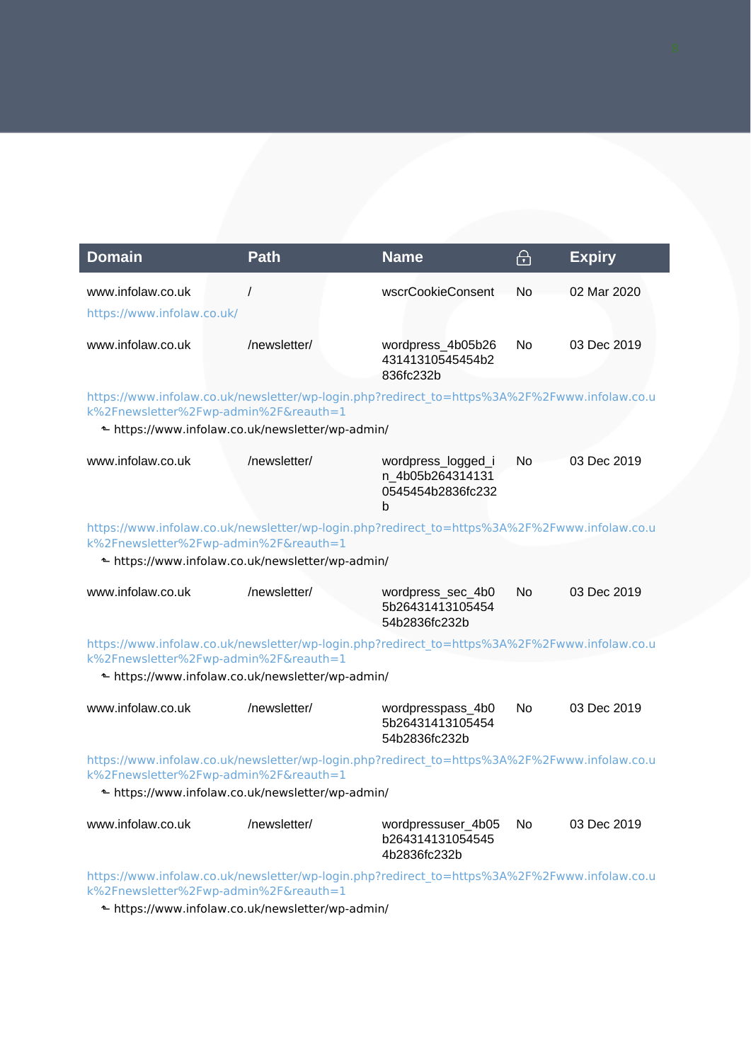| Domain | Path | Name | 🔒 | Expiry |
|---|---|---|---|---|
| www.infolaw.co.uk | / | wscrCookieConsent | No | 02 Mar 2020 |
| https://www.infolaw.co.uk/ | | | | |
| www.infolaw.co.uk | /newsletter/ | wordpress_4b05b2643141310545454b2836fc232b | No | 03 Dec 2019 |
| https://www.infolaw.co.uk/newsletter/wp-login.php?redirect_to=https%3A%2F%2Fwww.infolaw.co.uk%2Fnewsletter%2Fwp-admin%2F&reauth=1 ⬑ https://www.infolaw.co.uk/newsletter/wp-admin/ | | | | |
| www.infolaw.co.uk | /newsletter/ | wordpress_logged_in_4b05b2643141310545454b2836fc232b | No | 03 Dec 2019 |
| https://www.infolaw.co.uk/newsletter/wp-login.php?redirect_to=https%3A%2F%2Fwww.infolaw.co.uk%2Fnewsletter%2Fwp-admin%2F&reauth=1 ⬑ https://www.infolaw.co.uk/newsletter/wp-admin/ | | | | |
| www.infolaw.co.uk | /newsletter/ | wordpress_sec_4b05b2643141310545454b2836fc232b | No | 03 Dec 2019 |
| https://www.infolaw.co.uk/newsletter/wp-login.php?redirect_to=https%3A%2F%2Fwww.infolaw.co.uk%2Fnewsletter%2Fwp-admin%2F&reauth=1 ⬑ https://www.infolaw.co.uk/newsletter/wp-admin/ | | | | |
| www.infolaw.co.uk | /newsletter/ | wordpresspass_4b05b2643141310545454b2836fc232b | No | 03 Dec 2019 |
| https://www.infolaw.co.uk/newsletter/wp-login.php?redirect_to=https%3A%2F%2Fwww.infolaw.co.uk%2Fnewsletter%2Fwp-admin%2F&reauth=1 ⬑ https://www.infolaw.co.uk/newsletter/wp-admin/ | | | | |
| www.infolaw.co.uk | /newsletter/ | wordpressuser_4b05b2643141310545454b2836fc232b | No | 03 Dec 2019 |
| https://www.infolaw.co.uk/newsletter/wp-login.php?redirect_to=https%3A%2F%2Fwww.infolaw.co.uk%2Fnewsletter%2Fwp-admin%2F&reauth=1 ⬑ https://www.infolaw.co.uk/newsletter/wp-admin/ | | | | |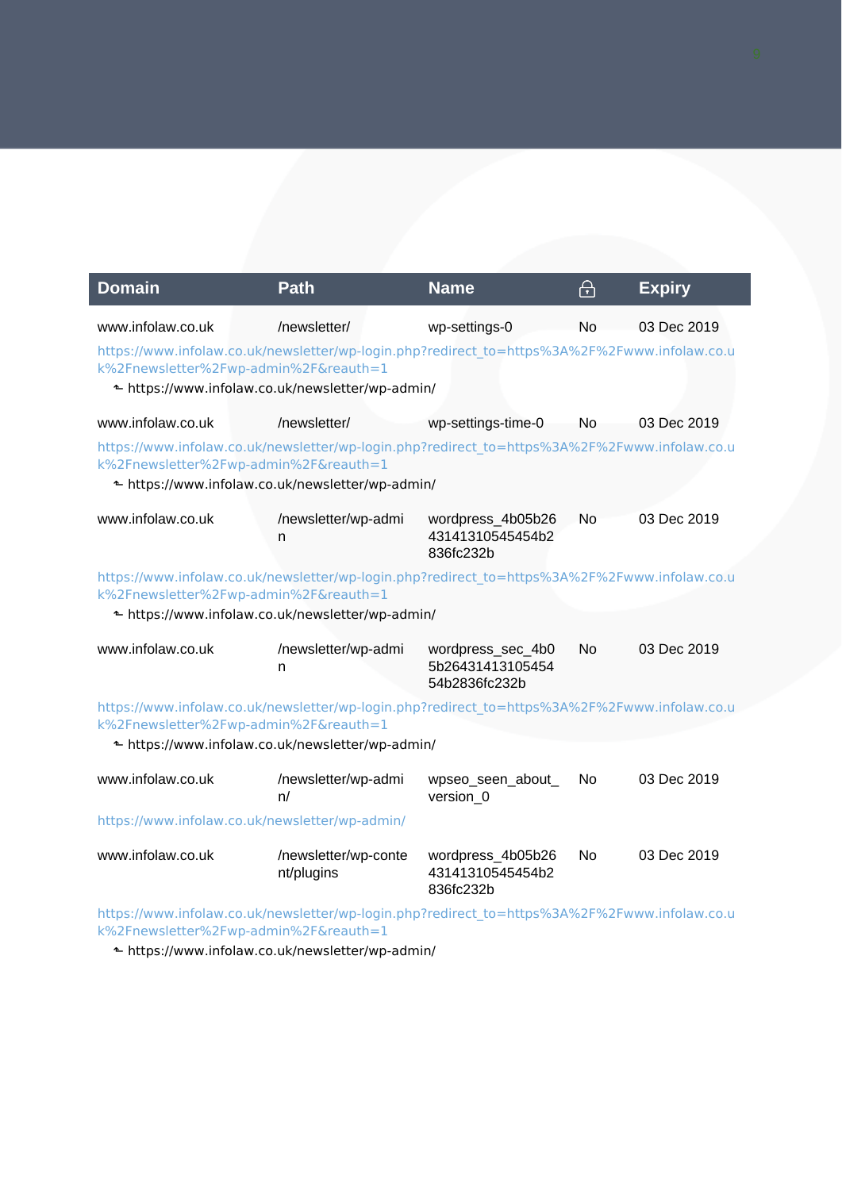| Domain | Path | Name | 🔒 | Expiry |
|---|---|---|---|---|
| www.infolaw.co.uk | /newsletter/ | wp-settings-0 | No | 03 Dec 2019 |

https://www.infolaw.co.uk/newsletter/wp-login.php?redirect_to=https%3A%2F%2Fwww.infolaw.co.uk%2Fnewsletter%2Fwp-admin%2F&reauth=1
↳ https://www.infolaw.co.uk/newsletter/wp-admin/

| Domain | Path | Name | 🔒 | Expiry |
|---|---|---|---|---|
| www.infolaw.co.uk | /newsletter/ | wp-settings-time-0 | No | 03 Dec 2019 |

https://www.infolaw.co.uk/newsletter/wp-login.php?redirect_to=https%3A%2F%2Fwww.infolaw.co.uk%2Fnewsletter%2Fwp-admin%2F&reauth=1
↳ https://www.infolaw.co.uk/newsletter/wp-admin/

| Domain | Path | Name | 🔒 | Expiry |
|---|---|---|---|---|
| www.infolaw.co.uk | /newsletter/wp-admin | wordpress_4b05b2643141310545454b2836fc232b | No | 03 Dec 2019 |

https://www.infolaw.co.uk/newsletter/wp-login.php?redirect_to=https%3A%2F%2Fwww.infolaw.co.uk%2Fnewsletter%2Fwp-admin%2F&reauth=1
↳ https://www.infolaw.co.uk/newsletter/wp-admin/

| Domain | Path | Name | 🔒 | Expiry |
|---|---|---|---|---|
| www.infolaw.co.uk | /newsletter/wp-admin | wordpress_sec_4b05b26431413105454 54b2836fc232b | No | 03 Dec 2019 |

https://www.infolaw.co.uk/newsletter/wp-login.php?redirect_to=https%3A%2F%2Fwww.infolaw.co.uk%2Fnewsletter%2Fwp-admin%2F&reauth=1
↳ https://www.infolaw.co.uk/newsletter/wp-admin/

| Domain | Path | Name | 🔒 | Expiry |
|---|---|---|---|---|
| www.infolaw.co.uk | /newsletter/wp-admin/ | wpseo_seen_about_version_0 | No | 03 Dec 2019 |

https://www.infolaw.co.uk/newsletter/wp-admin/

| Domain | Path | Name | 🔒 | Expiry |
|---|---|---|---|---|
| www.infolaw.co.uk | /newsletter/wp-content/plugins | wordpress_4b05b2643141310545454b2836fc232b | No | 03 Dec 2019 |

https://www.infolaw.co.uk/newsletter/wp-login.php?redirect_to=https%3A%2F%2Fwww.infolaw.co.uk%2Fnewsletter%2Fwp-admin%2F&reauth=1
↳ https://www.infolaw.co.uk/newsletter/wp-admin/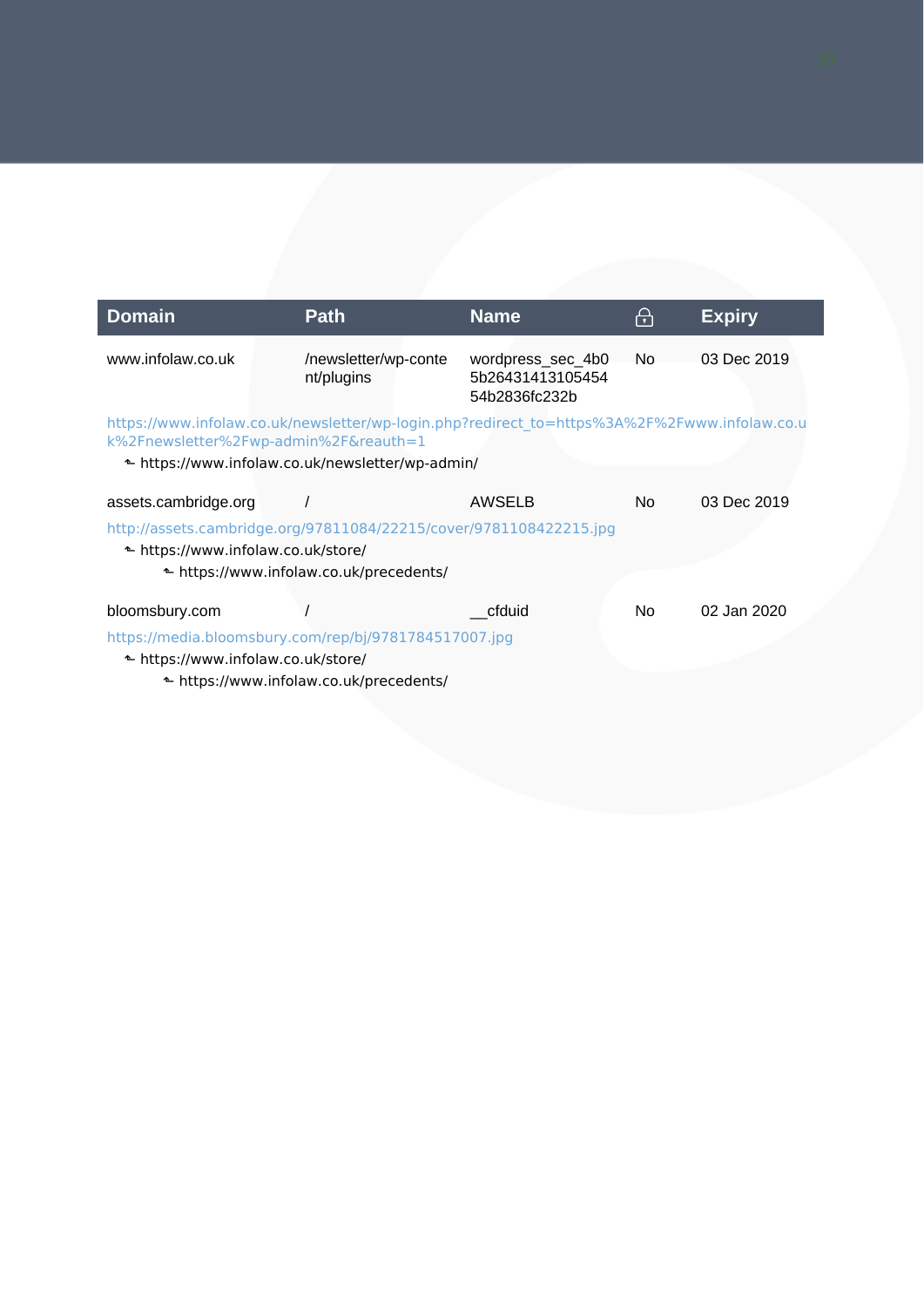| Domain | Path | Name | 🔓 | Expiry |
|---|---|---|---|---|
| www.infolaw.co.uk | /newsletter/wp-content/plugins | wordpress_sec_4b05b26431413105454 54b2836fc232b | No | 03 Dec 2019 |

https://www.infolaw.co.uk/newsletter/wp-login.php?redirect_to=https%3A%2F%2Fwww.infolaw.co.uk%2Fnewsletter%2Fwp-admin%2F&reauth=1
- ⬑ https://www.infolaw.co.uk/newsletter/wp-admin/

| Domain | Path | Name | 🔓 | Expiry |
|---|---|---|---|---|
| assets.cambridge.org | / | AWSELB | No | 03 Dec 2019 |

http://assets.cambridge.org/97811084/22215/cover/9781108422215.jpg
- ⬑ https://www.infolaw.co.uk/store/
  - ⬑ https://www.infolaw.co.uk/precedents/

| Domain | Path | Name | 🔓 | Expiry |
|---|---|---|---|---|
| bloomsbury.com | / | __cfduid | No | 02 Jan 2020 |

https://media.bloomsbury.com/rep/bj/9781784517007.jpg
- ⬑ https://www.infolaw.co.uk/store/
  - ⬑ https://www.infolaw.co.uk/precedents/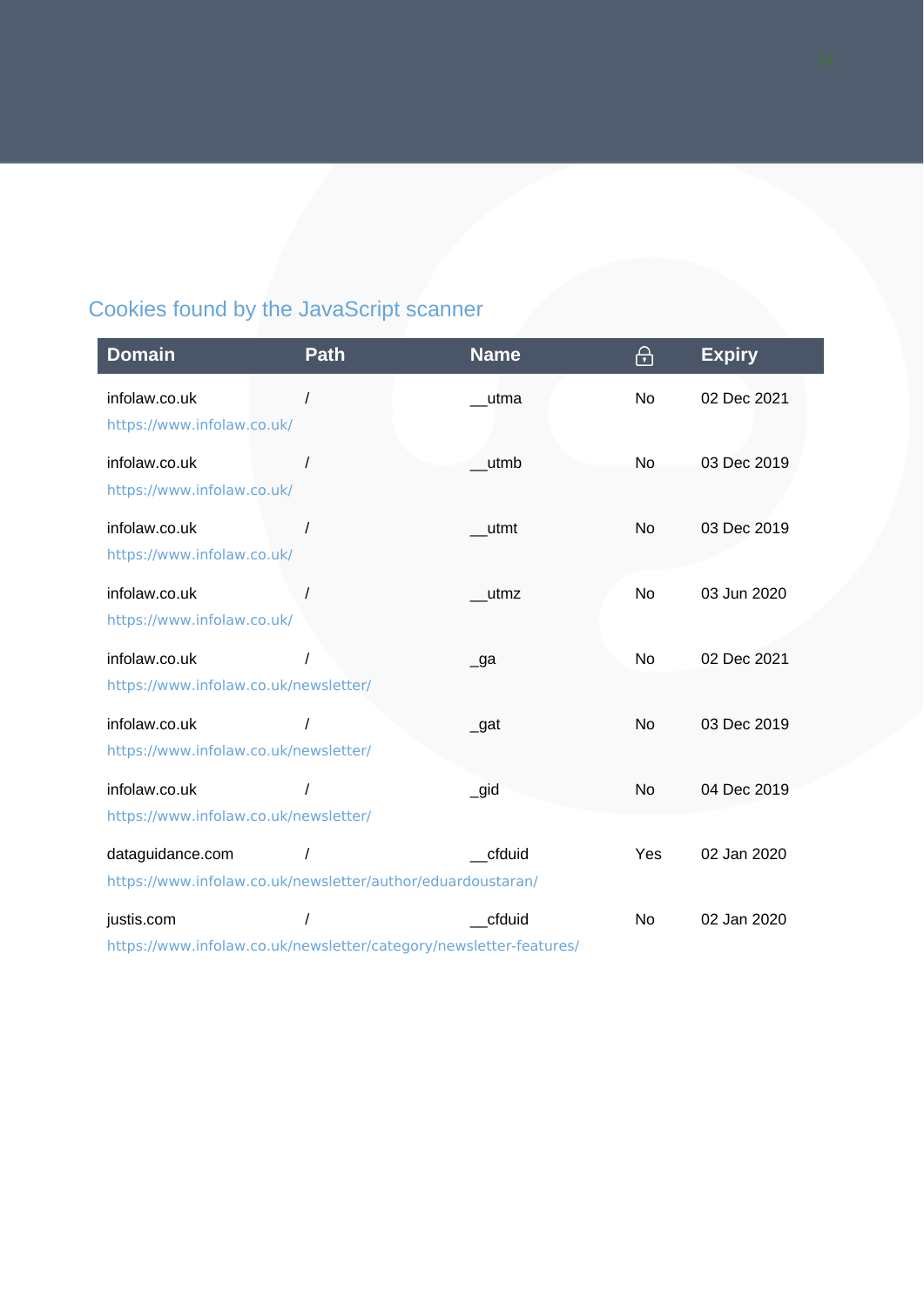## Cookies found by the JavaScript scanner

| Domain | Path | Name | 🔒 | Expiry |
|---|---|---|---|---|
| infolaw.co.uk<br>https://www.infolaw.co.uk/ | / | __utma | No | 02 Dec 2021 |
| infolaw.co.uk<br>https://www.infolaw.co.uk/ | / | __utmb | No | 03 Dec 2019 |
| infolaw.co.uk<br>https://www.infolaw.co.uk/ | / | __utmt | No | 03 Dec 2019 |
| infolaw.co.uk<br>https://www.infolaw.co.uk/ | / | __utmz | No | 03 Jun 2020 |
| infolaw.co.uk<br>https://www.infolaw.co.uk/newsletter/ | / | _ga | No | 02 Dec 2021 |
| infolaw.co.uk<br>https://www.infolaw.co.uk/newsletter/ | / | _gat | No | 03 Dec 2019 |
| infolaw.co.uk<br>https://www.infolaw.co.uk/newsletter/ | / | _gid | No | 04 Dec 2019 |
| dataguidance.com<br>https://www.infolaw.co.uk/newsletter/author/eduardoustaran/ | / | __cfduid | Yes | 02 Jan 2020 |
| justis.com<br>https://www.infolaw.co.uk/newsletter/category/newsletter-features/ | / | __cfduid | No | 02 Jan 2020 |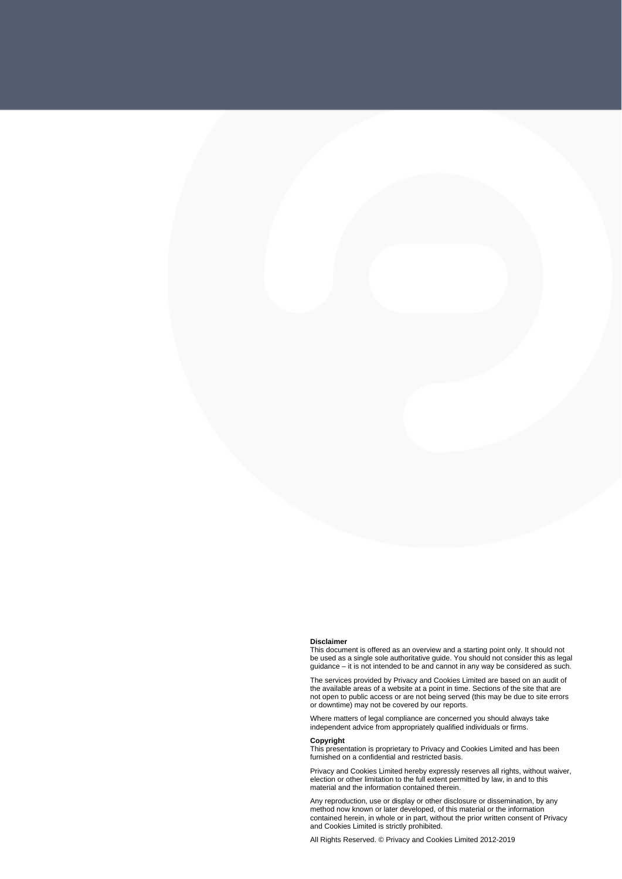**Disclaimer**

This document is offered as an overview and a starting point only. It should not be used as a single sole authoritative guide. You should not consider this as legal guidance – it is not intended to be and cannot in any way be considered as such.

The services provided by Privacy and Cookies Limited are based on an audit of the available areas of a website at a point in time. Sections of the site that are not open to public access or are not being served (this may be due to site errors or downtime) may not be covered by our reports.

Where matters of legal compliance are concerned you should always take independent advice from appropriately qualified individuals or firms.

**Copyright**

This presentation is proprietary to Privacy and Cookies Limited and has been furnished on a confidential and restricted basis.

Privacy and Cookies Limited hereby expressly reserves all rights, without waiver, election or other limitation to the full extent permitted by law, in and to this material and the information contained therein.

Any reproduction, use or display or other disclosure or dissemination, by any method now known or later developed, of this material or the information contained herein, in whole or in part, without the prior written consent of Privacy and Cookies Limited is strictly prohibited.

All Rights Reserved. © Privacy and Cookies Limited 2012-2019